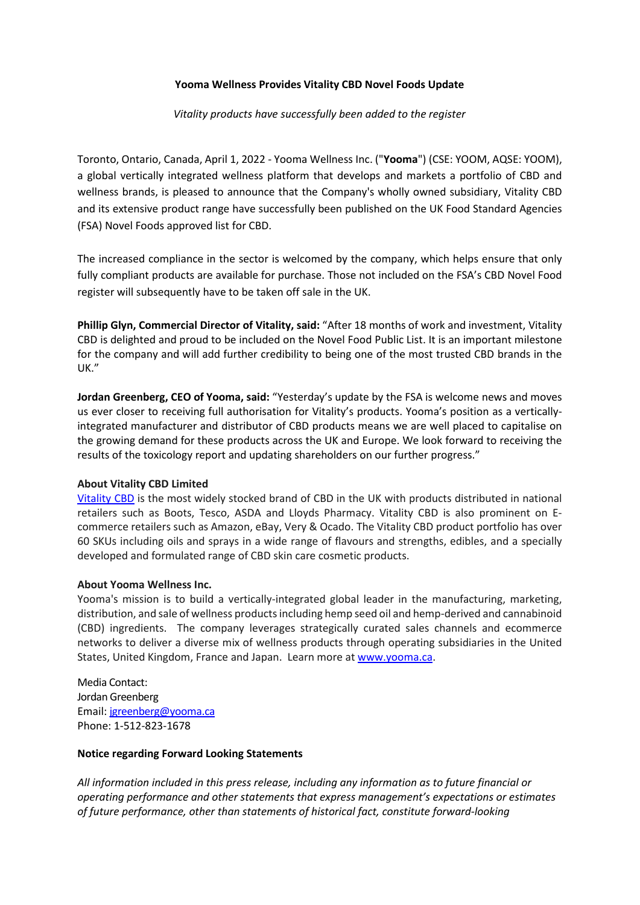**Yooma Wellness Provides Vitality CBD Novel Foods Update**

*Vitality products have successfully been added to the register*

Toronto, Ontario, Canada, April 1, 2022 - Yooma Wellness Inc. ("**Yooma**") (CSE: YOOM, AQSE: YOOM), a global vertically integrated wellness platform that develops and markets a portfolio of CBD and wellness brands, is pleased to announce that the Company's wholly owned subsidiary, Vitality CBD and its extensive product range have successfully been published on the UK Food Standard Agencies (FSA) Novel Foods approved list for CBD.

The increased compliance in the sector is welcomed by the company, which helps ensure that only fully compliant products are available for purchase. Those not included on the FSA's CBD Novel Food register will subsequently have to be taken off sale in the UK.

**Phillip Glyn, Commercial Director of Vitality, said:** "After 18 months of work and investment, Vitality CBD is delighted and proud to be included on the Novel Food Public List. It is an important milestone for the company and will add further credibility to being one of the most trusted CBD brands in the UK."

**Jordan Greenberg, CEO of Yooma, said:** "Yesterday's update by the FSA is welcome news and moves us ever closer to receiving full authorisation for Vitality's products. Yooma's position as a vertically-integrated manufacturer and distributor of CBD products means we are well placed to capitalise on the growing demand for these products across the UK and Europe. We look forward to receiving the results of the toxicology report and updating shareholders on our further progress."

**About Vitality CBD Limited**

Vitality CBD is the most widely stocked brand of CBD in the UK with products distributed in national retailers such as Boots, Tesco, ASDA and Lloyds Pharmacy. Vitality CBD is also prominent on E-commerce retailers such as Amazon, eBay, Very & Ocado. The Vitality CBD product portfolio has over 60 SKUs including oils and sprays in a wide range of flavours and strengths, edibles, and a specially developed and formulated range of CBD skin care cosmetic products.

**About Yooma Wellness Inc.**

Yooma's mission is to build a vertically-integrated global leader in the manufacturing, marketing, distribution, and sale of wellness products including hemp seed oil and hemp-derived and cannabinoid (CBD) ingredients. The company leverages strategically curated sales channels and ecommerce networks to deliver a diverse mix of wellness products through operating subsidiaries in the United States, United Kingdom, France and Japan. Learn more at www.yooma.ca.

Media Contact:
Jordan Greenberg
Email: jgreenberg@yooma.ca
Phone: 1-512-823-1678

**Notice regarding Forward Looking Statements**

*All information included in this press release, including any information as to future financial or operating performance and other statements that express management's expectations or estimates of future performance, other than statements of historical fact, constitute forward-looking*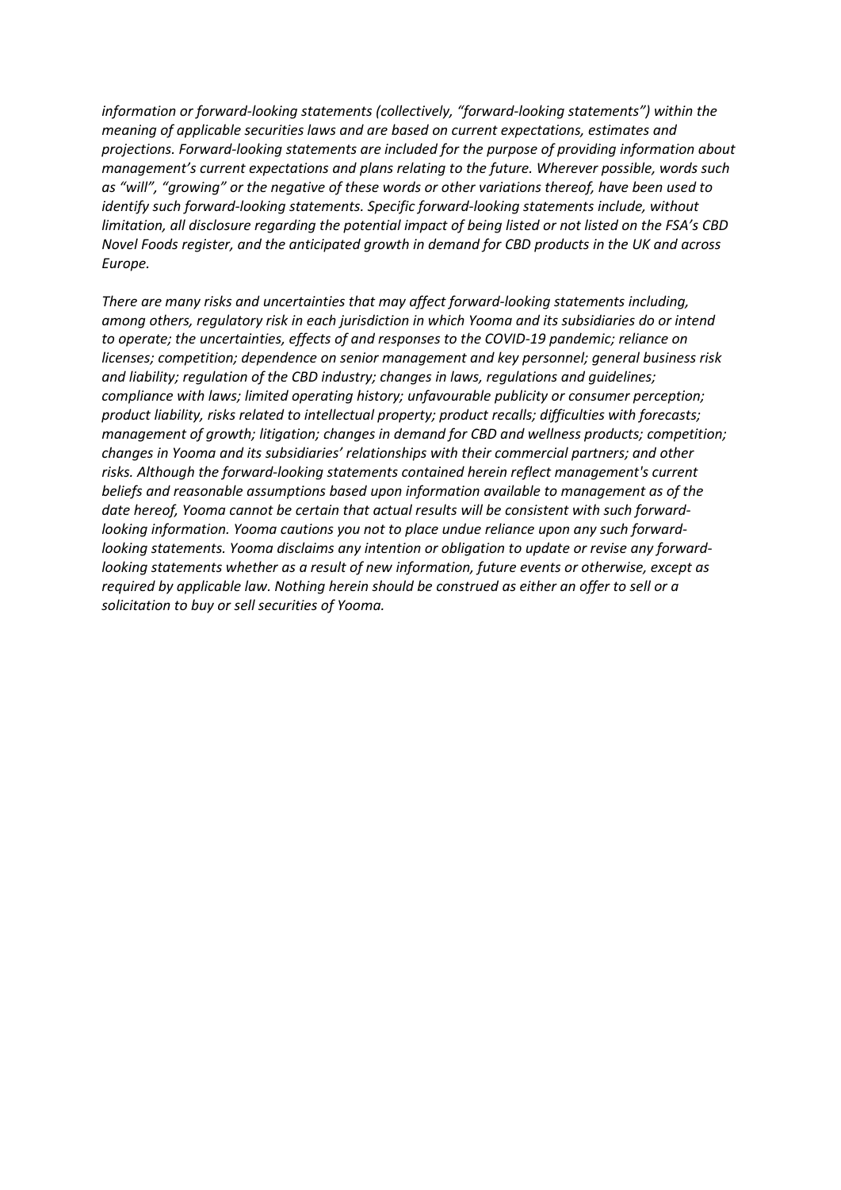*information or forward-looking statements (collectively, "forward-looking statements") within the meaning of applicable securities laws and are based on current expectations, estimates and projections. Forward-looking statements are included for the purpose of providing information about management's current expectations and plans relating to the future. Wherever possible, words such as "will", "growing" or the negative of these words or other variations thereof, have been used to identify such forward-looking statements. Specific forward-looking statements include, without limitation, all disclosure regarding the potential impact of being listed or not listed on the FSA's CBD Novel Foods register, and the anticipated growth in demand for CBD products in the UK and across Europe.*

*There are many risks and uncertainties that may affect forward-looking statements including, among others, regulatory risk in each jurisdiction in which Yooma and its subsidiaries do or intend to operate; the uncertainties, effects of and responses to the COVID-19 pandemic; reliance on licenses; competition; dependence on senior management and key personnel; general business risk and liability; regulation of the CBD industry; changes in laws, regulations and guidelines; compliance with laws; limited operating history; unfavourable publicity or consumer perception; product liability, risks related to intellectual property; product recalls; difficulties with forecasts; management of growth; litigation; changes in demand for CBD and wellness products; competition; changes in Yooma and its subsidiaries' relationships with their commercial partners; and other risks. Although the forward-looking statements contained herein reflect management's current beliefs and reasonable assumptions based upon information available to management as of the date hereof, Yooma cannot be certain that actual results will be consistent with such forward-looking information. Yooma cautions you not to place undue reliance upon any such forward-looking statements. Yooma disclaims any intention or obligation to update or revise any forward-looking statements whether as a result of new information, future events or otherwise, except as required by applicable law. Nothing herein should be construed as either an offer to sell or a solicitation to buy or sell securities of Yooma.*